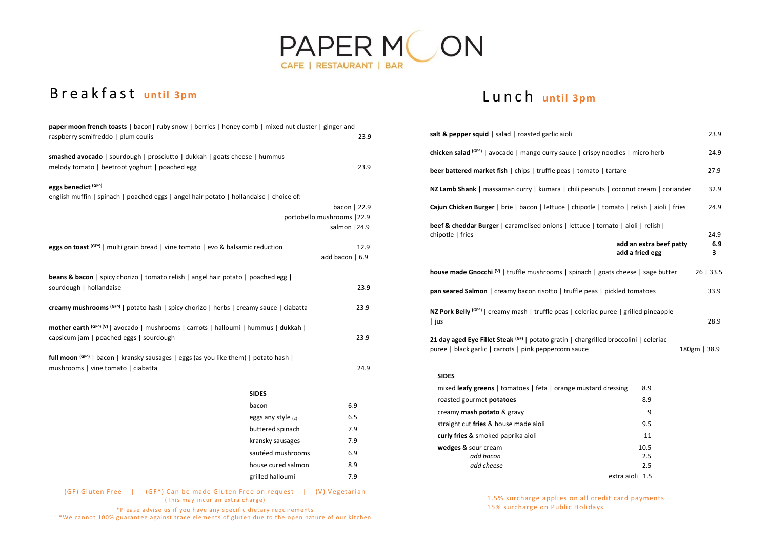# PAPER MOON

CAFE | RESTAURANT | BAR

## Breakfast **until 3pm**

**paper moon french toasts** | bacon| ruby snow | berries | honey comb | mixed nut cluster | ginger and raspberry semifreddo | plum coulis — 23.9

**smashed avocado** | sourdough | prosciutto | dukkah | goats cheese | hummus melody tomato | beetroot yoghurt | poached egg — 23.9

**eggs benedict (GF^)**
english muffin | spinach | poached eggs | angel hair potato | hollandaise | choice of:
- bacon | 22.9
- portobello mushrooms |22.9
- salmon |24.9

**eggs on toast (GF^)** | multi grain bread | vine tomato | evo & balsamic reduction — 12.9
- add bacon | 6.9

**beans & bacon** | spicy chorizo | tomato relish | angel hair potato | poached egg | sourdough | hollandaise — 23.9

**creamy mushrooms (GF^)** | potato hash | spicy chorizo | herbs | creamy sauce | ciabatta — 23.9

**mother earth (GF^) (V)** | avocado | mushrooms | carrots | halloumi | hummus | dukkah | capsicum jam | poached eggs | sourdough — 23.9

**full moon (GF^)** | bacon | kransky sausages | eggs (as you like them) | potato hash | mushrooms | vine tomato | ciabatta — 24.9

### SIDES

| | |
|---|---|
| bacon | 6.9 |
| eggs any style (2) | 6.5 |
| buttered spinach | 7.9 |
| kransky sausages | 7.9 |
| sautéed mushrooms | 6.9 |
| house cured salmon | 8.9 |
| grilled halloumi | 7.9 |

(GF) Gluten Free | (GF^) Can be made Gluten Free on request | (V) Vegetarian
(This may incur an extra charge)

*Please advise us if you have any specific dietary requirements
*We cannot 100% guarantee against trace elements of gluten due to the open nature of our kitchen

## Lunch **until 3pm**

**salt & pepper squid** | salad | roasted garlic aioli — 23.9

**chicken salad (GF^)** | avocado | mango curry sauce | crispy noodles | micro herb — 24.9

**beer battered market fish** | chips | truffle peas | tomato | tartare — 27.9

**NZ Lamb Shank** | massaman curry | kumara | chili peanuts | coconut cream | coriander — 32.9

**Cajun Chicken Burger** | brie | bacon | lettuce | chipotle | tomato | relish | aioli | fries — 24.9

**beef & cheddar Burger** | caramelised onions | lettuce | tomato | aioli | relish| chipotle | fries — 24.9
- **add an extra beef patty** — **6.9**
- **add a fried egg** — **3**

**house made Gnocchi (V)** | truffle mushrooms | spinach | goats cheese | sage butter — 26 | 33.5

**pan seared Salmon** | creamy bacon risotto | truffle peas | pickled tomatoes — 33.9

**NZ Pork Belly (GF^)** | creamy mash | truffle peas | celeriac puree | grilled pineapple | jus — 28.9

**21 day aged Eye Fillet Steak (GF)** | potato gratin | chargrilled broccolini | celeriac puree | black garlic | carrots | pink peppercorn sauce — 180gm | 38.9

### SIDES

| | |
|---|---|
| mixed **leafy greens** \| tomatoes \| feta \| orange mustard dressing | 8.9 |
| roasted gourmet **potatoes** | 8.9 |
| creamy **mash potato** & gravy | 9 |
| straight cut **fries** & house made aioli | 9.5 |
| **curly fries** & smoked paprika aioli | 11 |
| **wedges** & sour cream | 10.5 |
| *add bacon* | 2.5 |
| *add cheese* | 2.5 |
| extra aioli | 1.5 |

1.5% surcharge applies on all credit card payments
15% surcharge on Public Holidays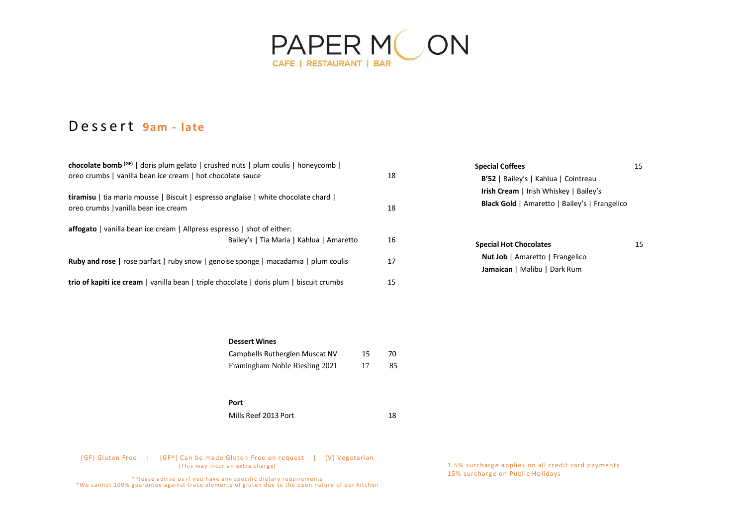# PAPER MOON

CAFE | RESTAURANT | BAR

## Dessert 9am - late

**chocolate bomb** (GF) | doris plum gelato | crushed nuts | plum coulis | honeycomb | oreo crumbs | vanilla bean ice cream | hot chocolate sauce — 18

**tiramisu** | tia maria mousse | Biscuit | espresso anglaise | white chocolate chard | oreo crumbs | vanilla bean ice cream — 18

**affogato** | vanilla bean ice cream | Allpress espresso | shot of either: Bailey's | Tia Maria | Kahlua | Amaretto — 16

**Ruby and rose** | rose parfait | ruby snow | genoise sponge | macadamia | plum coulis — 17

**trio of kapiti ice cream** | vanilla bean | triple chocolate | doris plum | biscuit crumbs — 15

**Special Coffees** — 15

- **B'52** | Bailey's | Kahlua | Cointreau
- **Irish Cream** | Irish Whiskey | Bailey's
- **Black Gold** | Amaretto | Bailey's | Frangelico

**Special Hot Chocolates** — 15

- **Nut Job** | Amaretto | Frangelico
- **Jamaican** | Malibu | Dark Rum

**Dessert Wines**

| | | |
|---|---|---|
| Campbells Rutherglen Muscat NV | 15 | 70 |
| Framingham Noble Riesling 2021 | 17 | 85 |

**Port**

| | |
|---|---|
| Mills Reef 2013 Port | 18 |

(GF) Gluten Free | (GF^) Can be made Gluten Free on request | (V) Vegetarian
(This may incur an extra charge)

*Please advise us if you have any specific dietary requirements
*We cannot 100% guarantee against trace elements of gluten due to the open nature of our kitchen

1.5% surcharge applies on all credit card payments
15% surcharge on Public Holidays